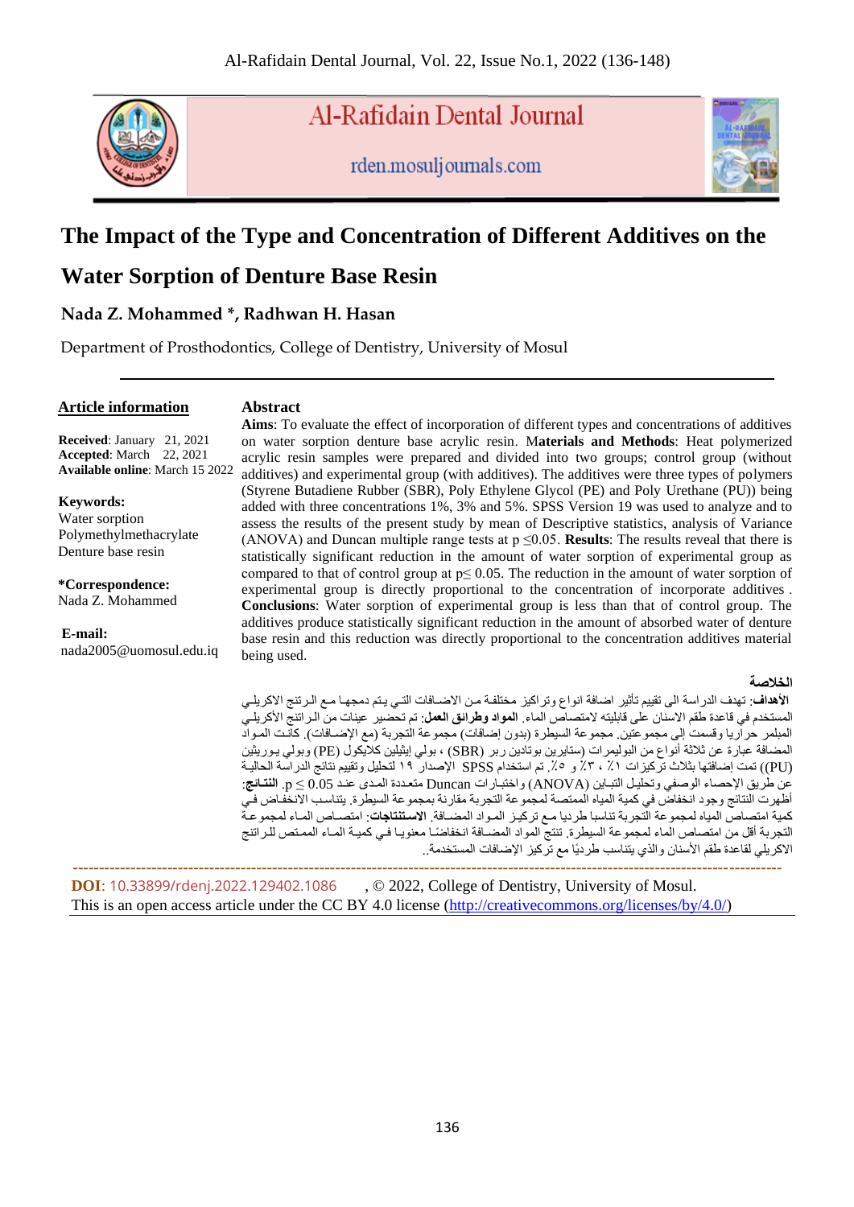# The Impact of the Type and Concentration of Different Additives on the Water Sorption of Denture Base Resin

**Nada Z. Mohammed *, Radhwan H. Hasan**

Department of Prosthodontics, College of Dentistry, University of Mosul

---

**Article information**

**Received**: January 21, 2021
**Accepted**: March 22, 2021
**Available online**: March 15 2022

**Keywords:**
Water sorption
Polymethylmethacrylate
Denture base resin

**\*Correspondence:**
Nada Z. Mohammed

**E-mail:**
nada2005@uomosul.edu.iq

## Abstract

**Aims**: To evaluate the effect of incorporation of different types and concentrations of additives on water sorption denture base acrylic resin. **Materials and Methods**: Heat polymerized acrylic resin samples were prepared and divided into two groups; control group (without additives) and experimental group (with additives). The additives were three types of polymers (Styrene Butadiene Rubber (SBR), Poly Ethylene Glycol (PE) and Poly Urethane (PU)) being added with three concentrations 1%, 3% and 5%. SPSS Version 19 was used to analyze and to assess the results of the present study by mean of Descriptive statistics, analysis of Variance (ANOVA) and Duncan multiple range tests at $p \leq 0.05$. **Results**: The results reveal that there is statistically significant reduction in the amount of water sorption of experimental group as compared to that of control group at $p \leq 0.05$. The reduction in the amount of water sorption of experimental group is directly proportional to the concentration of incorporate additives . **Conclusions**: Water sorption of experimental group is less than that of control group. The additives produce statistically significant reduction in the amount of absorbed water of denture base resin and this reduction was directly proportional to the concentration additives material being used.

## الخلاصة

**الأهداف**: تهدف الدراسة الى تقييم تأثير اضافة انواع وتراكيز مختلفة من الاضافات التي يتم دمجها مع الرتنج الاكريلي المستخدم في قاعدة طقم الاسنان على قابليته لامتصاص الماء. **المواد وطرائق العمل**: تم تحضير عينات من الراتنج الأكريلي المبلمر حراريا وقسمت إلى مجموعتين. مجموعة السيطرة (بدون إضافات) مجموعة التجربة (مع الإضافات). كانت المواد المضافة عبارة عن ثلاثة أنواع من البوليمرات (ستايرين بوتادين ربر (SBR) ، بولي إيثيلين كلايكول (PE) وبولي يوريثين (PU)) تمت إضافتها بثلاث تركيزات ١٪ ، ٣٪ و ٥٪. تم استخدام SPSS الإصدار ١٩ لتحليل وتقييم نتائج الدراسة الحالية عن طريق الإحصاء الوصفي وتحليل التباين (ANOVA) واختبارات Duncan متعددة المدى عند 0.05 ≥ p. **النتائج**: أظهرت النتائج وجود انخفاض في كمية المياه الممتصة لمجموعة التجربة مقارنة بمجموعة السيطرة. يتناسب الانخفاض في كمية امتصاص المياه لمجموعة التجربة تناسبا طرديا مع تركيز المواد المضافة. **الاستنتاجات**: امتصاص الماء لمجموعة التجربة أقل من امتصاص الماء لمجموعة السيطرة. تنتج المواد المضافة انخفاضًا معنويا في كمية الماء الممتص للراتنج الاكريلي لقاعدة طقم الأسنان والذي يتناسب طرديًا مع تركيز الإضافات المستخدمة.

---

**DOI**: 10.33899/rdenj.2022.129402.1086 , © 2022, College of Dentistry, University of Mosul.
This is an open access article under the CC BY 4.0 license (http://creativecommons.org/licenses/by/4.0/)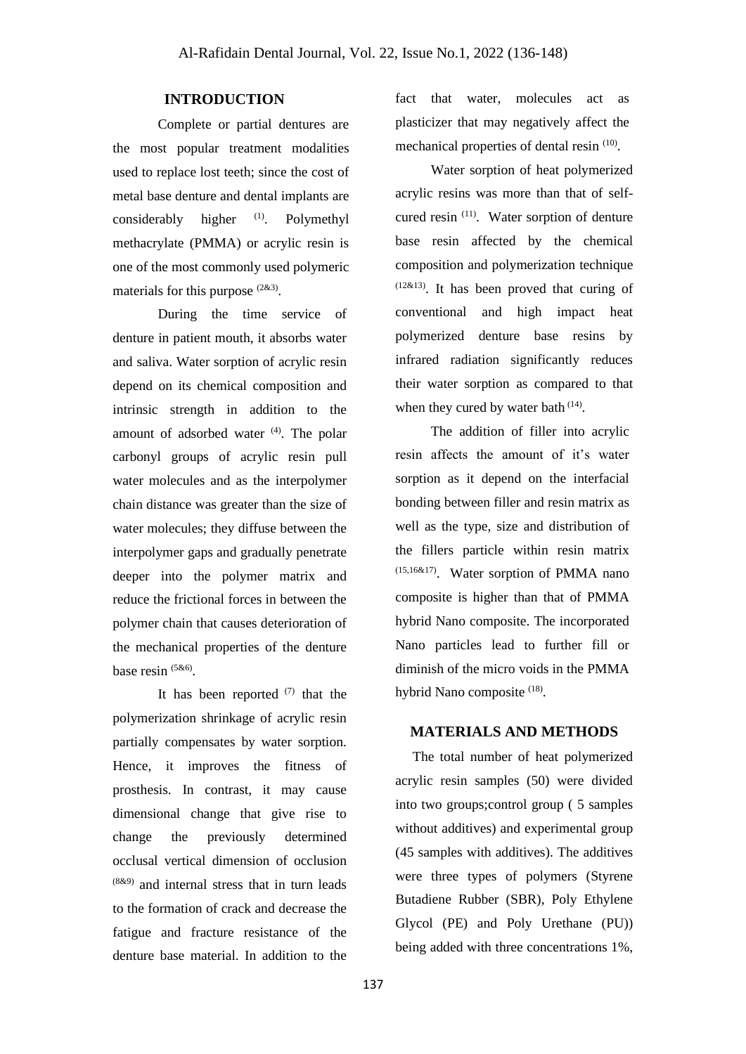## INTRODUCTION

Complete or partial dentures are the most popular treatment modalities used to replace lost teeth; since the cost of metal base denture and dental implants are considerably higher [(1)]. Polymethyl methacrylate (PMMA) or acrylic resin is one of the most commonly used polymeric materials for this purpose [(2&3)].

During the time service of denture in patient mouth, it absorbs water and saliva. Water sorption of acrylic resin depend on its chemical composition and intrinsic strength in addition to the amount of adsorbed water [(4)]. The polar carbonyl groups of acrylic resin pull water molecules and as the interpolymer chain distance was greater than the size of water molecules; they diffuse between the interpolymer gaps and gradually penetrate deeper into the polymer matrix and reduce the frictional forces in between the polymer chain that causes deterioration of the mechanical properties of the denture base resin [(5&6)].

It has been reported [(7)] that the polymerization shrinkage of acrylic resin partially compensates by water sorption. Hence, it improves the fitness of prosthesis. In contrast, it may cause dimensional change that give rise to change the previously determined occlusal vertical dimension of occlusion [(8&9)] and internal stress that in turn leads to the formation of crack and decrease the fatigue and fracture resistance of the denture base material. In addition to the fact that water, molecules act as plasticizer that may negatively affect the mechanical properties of dental resin [(10)].

Water sorption of heat polymerized acrylic resins was more than that of self-cured resin [(11)]. Water sorption of denture base resin affected by the chemical composition and polymerization technique [(12&13)]. It has been proved that curing of conventional and high impact heat polymerized denture base resins by infrared radiation significantly reduces their water sorption as compared to that when they cured by water bath [(14)].

The addition of filler into acrylic resin affects the amount of it's water sorption as it depend on the interfacial bonding between filler and resin matrix as well as the type, size and distribution of the fillers particle within resin matrix [(15,16&17)]. Water sorption of PMMA nano composite is higher than that of PMMA hybrid Nano composite. The incorporated Nano particles lead to further fill or diminish of the micro voids in the PMMA hybrid Nano composite [(18)].

## MATERIALS AND METHODS

The total number of heat polymerized acrylic resin samples (50) were divided into two groups;control group ( 5 samples without additives) and experimental group (45 samples with additives). The additives were three types of polymers (Styrene Butadiene Rubber (SBR), Poly Ethylene Glycol (PE) and Poly Urethane (PU)) being added with three concentrations 1%,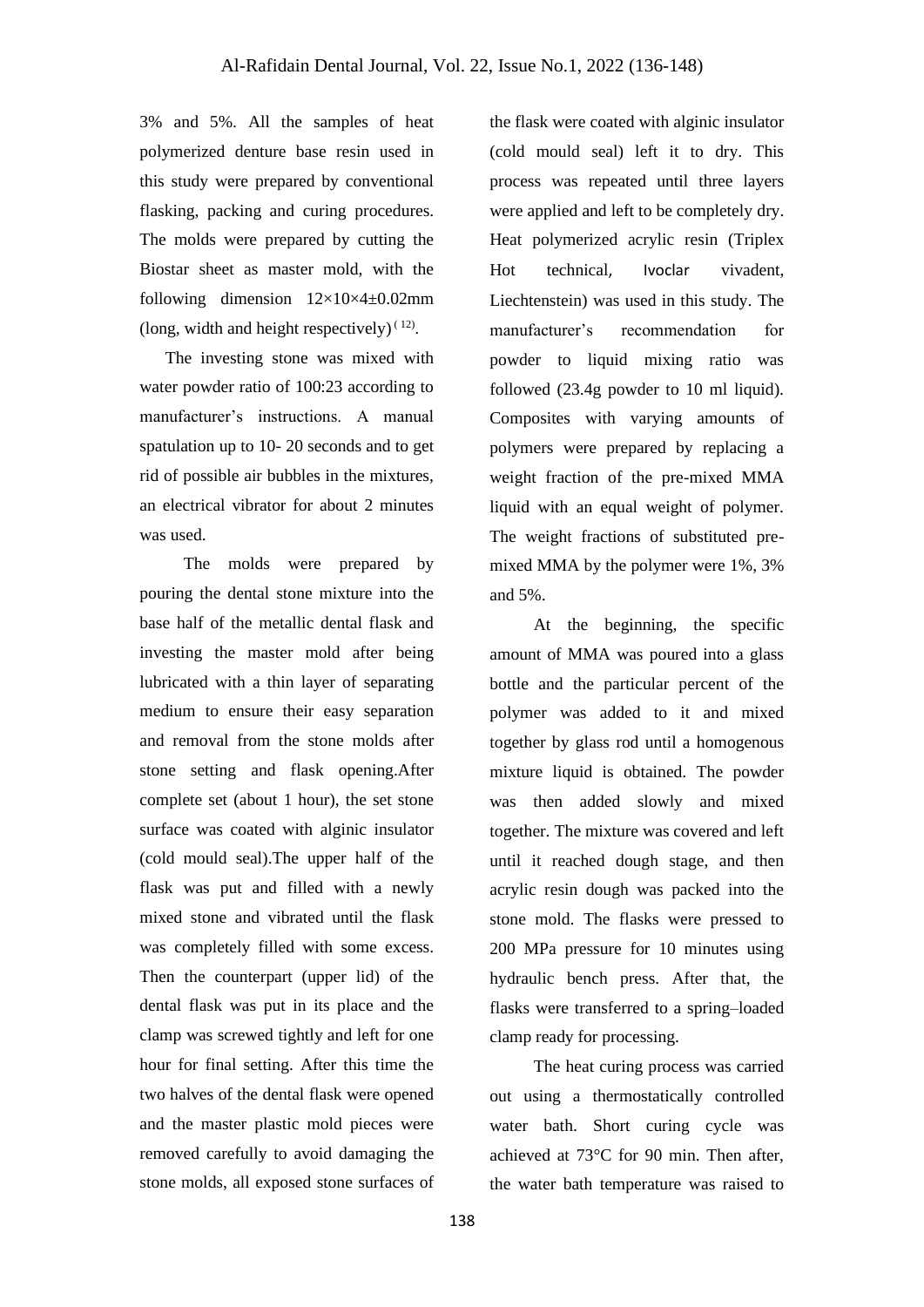3% and 5%. All the samples of heat polymerized denture base resin used in this study were prepared by conventional flasking, packing and curing procedures. The molds were prepared by cutting the Biostar sheet as master mold, with the following dimension 12×10×4±0.02mm (long, width and height respectively) [12].

The investing stone was mixed with water powder ratio of 100:23 according to manufacturer's instructions. A manual spatulation up to 10- 20 seconds and to get rid of possible air bubbles in the mixtures, an electrical vibrator for about 2 minutes was used.

The molds were prepared by pouring the dental stone mixture into the base half of the metallic dental flask and investing the master mold after being lubricated with a thin layer of separating medium to ensure their easy separation and removal from the stone molds after stone setting and flask opening.After complete set (about 1 hour), the set stone surface was coated with alginic insulator (cold mould seal).The upper half of the flask was put and filled with a newly mixed stone and vibrated until the flask was completely filled with some excess. Then the counterpart (upper lid) of the dental flask was put in its place and the clamp was screwed tightly and left for one hour for final setting. After this time the two halves of the dental flask were opened and the master plastic mold pieces were removed carefully to avoid damaging the stone molds, all exposed stone surfaces of the flask were coated with alginic insulator (cold mould seal) left it to dry. This process was repeated until three layers were applied and left to be completely dry. Heat polymerized acrylic resin (Triplex Hot technical, Ivoclar vivadent, Liechtenstein) was used in this study. The manufacturer's recommendation for powder to liquid mixing ratio was followed (23.4g powder to 10 ml liquid). Composites with varying amounts of polymers were prepared by replacing a weight fraction of the pre-mixed MMA liquid with an equal weight of polymer. The weight fractions of substituted pre-mixed MMA by the polymer were 1%, 3% and 5%.

At the beginning, the specific amount of MMA was poured into a glass bottle and the particular percent of the polymer was added to it and mixed together by glass rod until a homogenous mixture liquid is obtained. The powder was then added slowly and mixed together. The mixture was covered and left until it reached dough stage, and then acrylic resin dough was packed into the stone mold. The flasks were pressed to 200 MPa pressure for 10 minutes using hydraulic bench press. After that, the flasks were transferred to a spring–loaded clamp ready for processing.

The heat curing process was carried out using a thermostatically controlled water bath. Short curing cycle was achieved at 73°C for 90 min. Then after, the water bath temperature was raised to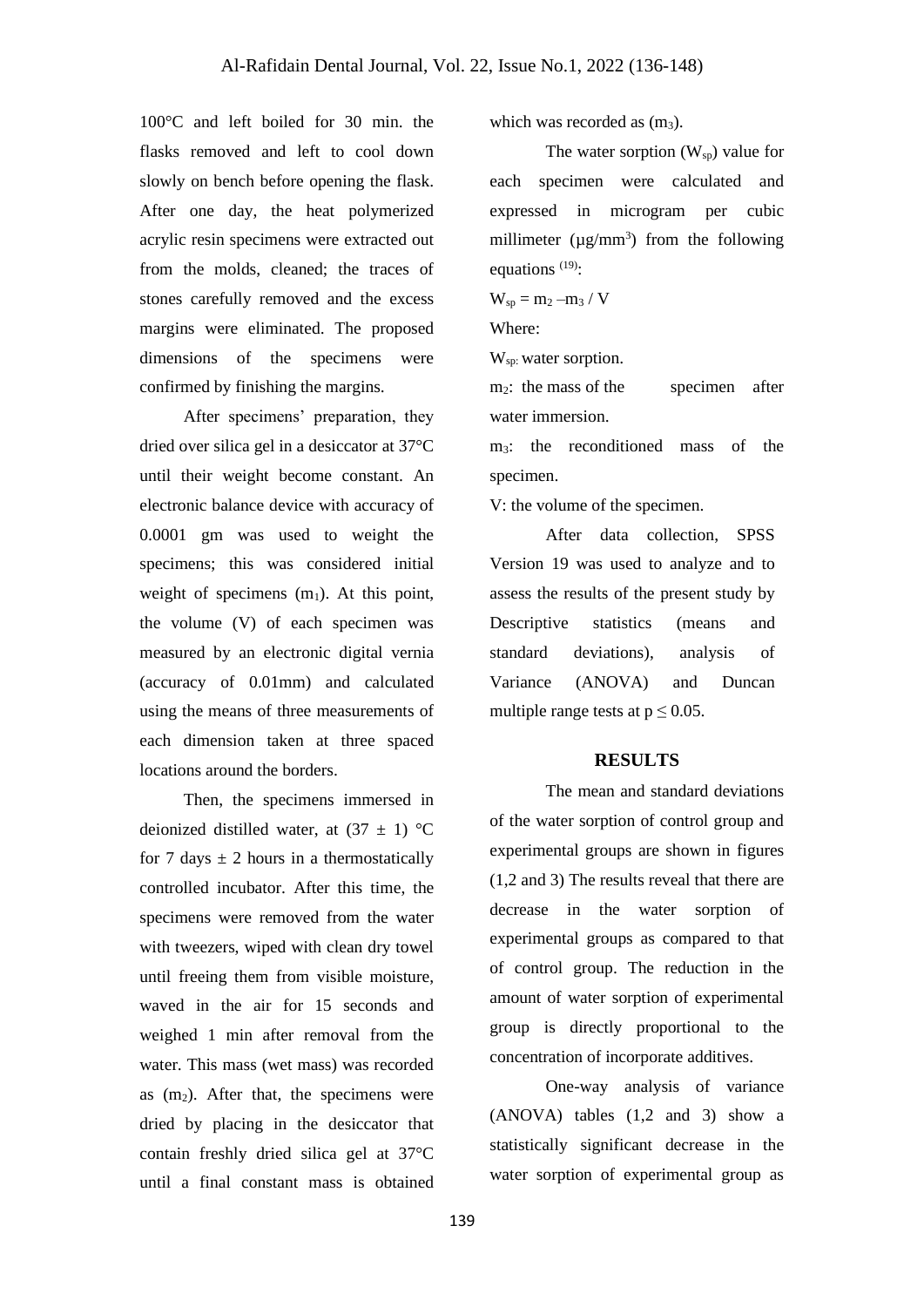100°C and left boiled for 30 min. the flasks removed and left to cool down slowly on bench before opening the flask. After one day, the heat polymerized acrylic resin specimens were extracted out from the molds, cleaned; the traces of stones carefully removed and the excess margins were eliminated. The proposed dimensions of the specimens were confirmed by finishing the margins.

After specimens' preparation, they dried over silica gel in a desiccator at 37°C until their weight become constant. An electronic balance device with accuracy of 0.0001 gm was used to weight the specimens; this was considered initial weight of specimens ($m_1$). At this point, the volume (V) of each specimen was measured by an electronic digital vernia (accuracy of 0.01mm) and calculated using the means of three measurements of each dimension taken at three spaced locations around the borders.

Then, the specimens immersed in deionized distilled water, at $(37 \pm 1)$ °C for 7 days ± 2 hours in a thermostatically controlled incubator. After this time, the specimens were removed from the water with tweezers, wiped with clean dry towel until freeing them from visible moisture, waved in the air for 15 seconds and weighed 1 min after removal from the water. This mass (wet mass) was recorded as ($m_2$). After that, the specimens were dried by placing in the desiccator that contain freshly dried silica gel at 37°C until a final constant mass is obtained which was recorded as ($m_3$).

The water sorption ($W_{sp}$) value for each specimen were calculated and expressed in microgram per cubic millimeter (µg/mm$^3$) from the following equations [19]:

$$W_{sp} = m_2 - m_3 / V$$

Where:

$W_{sp}$: water sorption.

$m_2$: the mass of the specimen after water immersion.

$m_3$: the reconditioned mass of the specimen.

V: the volume of the specimen.

After data collection, SPSS Version 19 was used to analyze and to assess the results of the present study by Descriptive statistics (means and standard deviations), analysis of Variance (ANOVA) and Duncan multiple range tests at $p \leq 0.05$.

## RESULTS

The mean and standard deviations of the water sorption of control group and experimental groups are shown in figures (1,2 and 3) The results reveal that there are decrease in the water sorption of experimental groups as compared to that of control group. The reduction in the amount of water sorption of experimental group is directly proportional to the concentration of incorporate additives.

One-way analysis of variance (ANOVA) tables (1,2 and 3) show a statistically significant decrease in the water sorption of experimental group as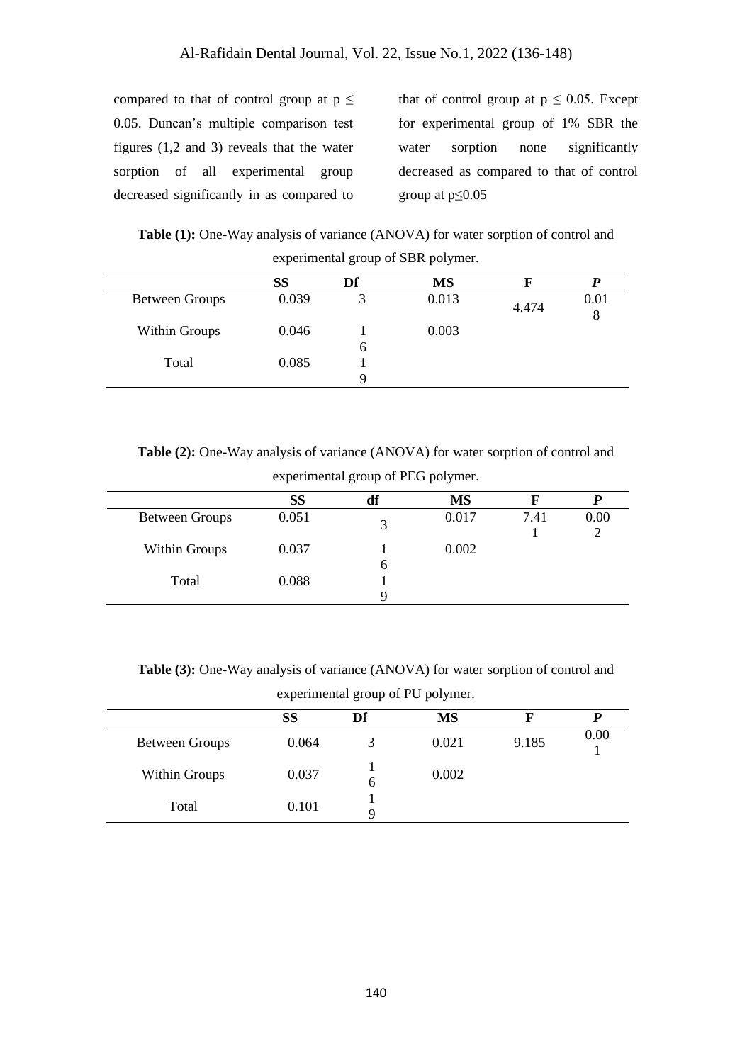compared to that of control group at p ≤ 0.05. Duncan's multiple comparison test figures (1,2 and 3) reveals that the water sorption of all experimental group decreased significantly in as compared to that of control group at p ≤ 0.05. Except for experimental group of 1% SBR the water sorption none significantly decreased as compared to that of control group at p≤0.05

**Table (1):** One-Way analysis of variance (ANOVA) for water sorption of control and experimental group of SBR polymer.

| | SS | Df | MS | F | *P* |
|---|---|---|---|---|---|
| Between Groups | 0.039 | 3 | 0.013 | 4.474 | 0.018 |
| Within Groups | 0.046 | 16 | 0.003 | | |
| Total | 0.085 | 19 | | | |

**Table (2):** One-Way analysis of variance (ANOVA) for water sorption of control and experimental group of PEG polymer.

| | SS | df | MS | F | *P* |
|---|---|---|---|---|---|
| Between Groups | 0.051 | 3 | 0.017 | 7.411 | 0.002 |
| Within Groups | 0.037 | 16 | 0.002 | | |
| Total | 0.088 | 19 | | | |

**Table (3):** One-Way analysis of variance (ANOVA) for water sorption of control and experimental group of PU polymer.

| | SS | Df | MS | F | *P* |
|---|---|---|---|---|---|
| Between Groups | 0.064 | 3 | 0.021 | 9.185 | 0.001 |
| Within Groups | 0.037 | 16 | 0.002 | | |
| Total | 0.101 | 19 | | | |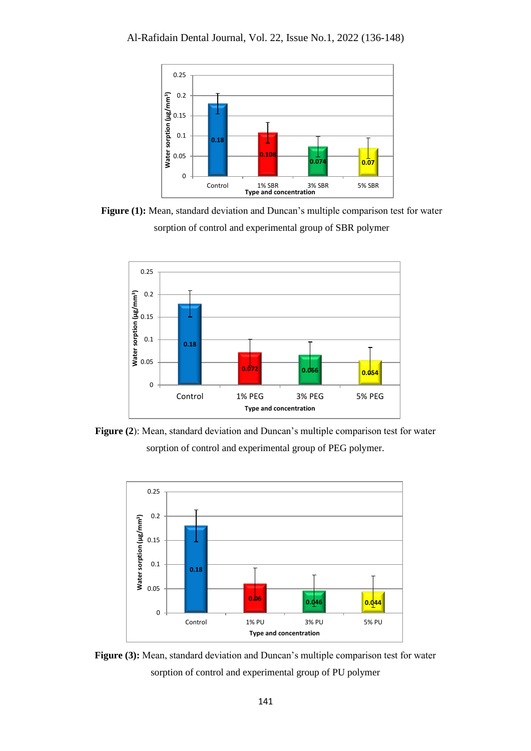**Figure (1):** Mean, standard deviation and Duncan's multiple comparison test for water sorption of control and experimental group of SBR polymer

**Figure (2)**: Mean, standard deviation and Duncan's multiple comparison test for water sorption of control and experimental group of PEG polymer.

**Figure (3):** Mean, standard deviation and Duncan's multiple comparison test for water sorption of control and experimental group of PU polymer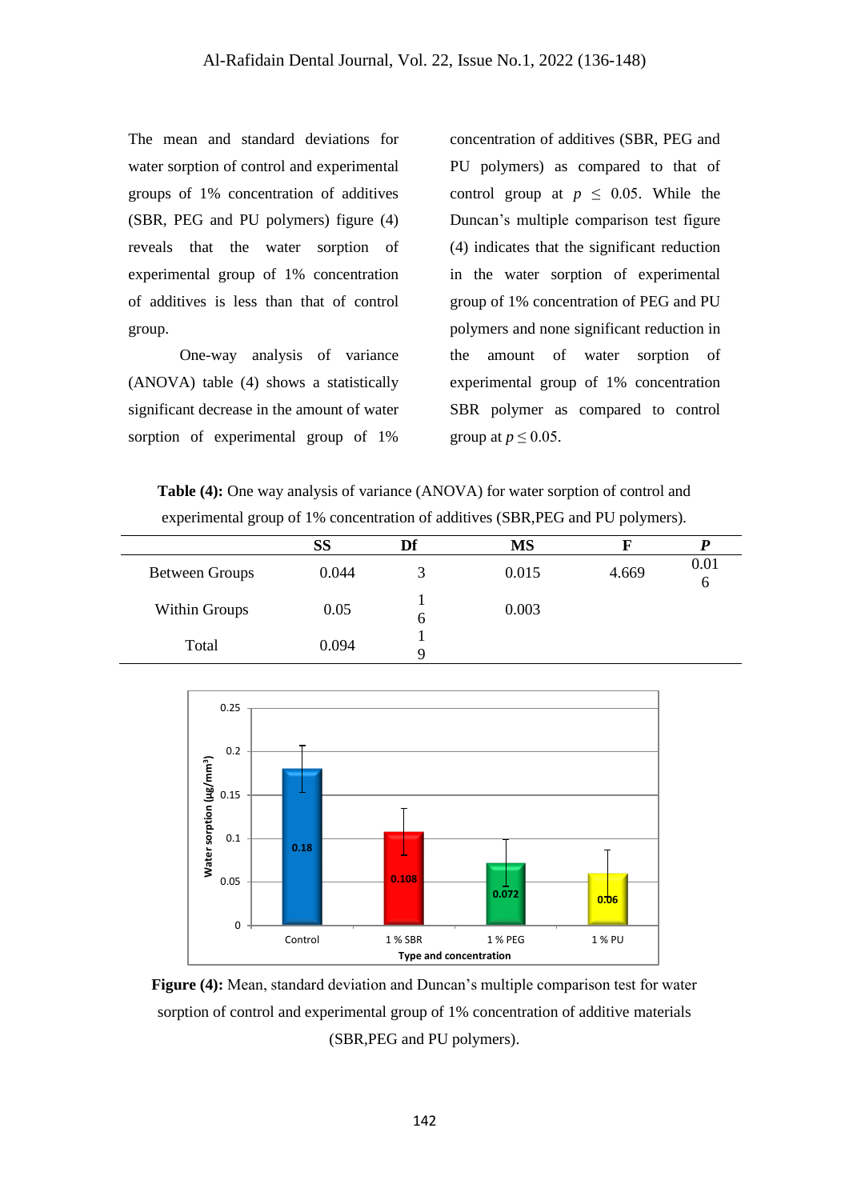The mean and standard deviations for water sorption of control and experimental groups of 1% concentration of additives (SBR, PEG and PU polymers) figure (4) reveals that the water sorption of experimental group of 1% concentration of additives is less than that of control group.

One-way analysis of variance (ANOVA) table (4) shows a statistically significant decrease in the amount of water sorption of experimental group of 1% concentration of additives (SBR, PEG and PU polymers) as compared to that of control group at $p \leq 0.05$. While the Duncan's multiple comparison test figure (4) indicates that the significant reduction in the water sorption of experimental group of 1% concentration of PEG and PU polymers and none significant reduction in the amount of water sorption of experimental group of 1% concentration SBR polymer as compared to control group at $p \leq 0.05$.

**Table (4):** One way analysis of variance (ANOVA) for water sorption of control and experimental group of 1% concentration of additives (SBR,PEG and PU polymers).

| | SS | Df | MS | F | *P* |
|---|---|---|---|---|---|
| Between Groups | 0.044 | 3 | 0.015 | 4.669 | 0.016 |
| Within Groups | 0.05 | 16 | 0.003 | | |
| Total | 0.094 | 19 | | | |

**Figure (4):** Mean, standard deviation and Duncan's multiple comparison test for water sorption of control and experimental group of 1% concentration of additive materials (SBR,PEG and PU polymers).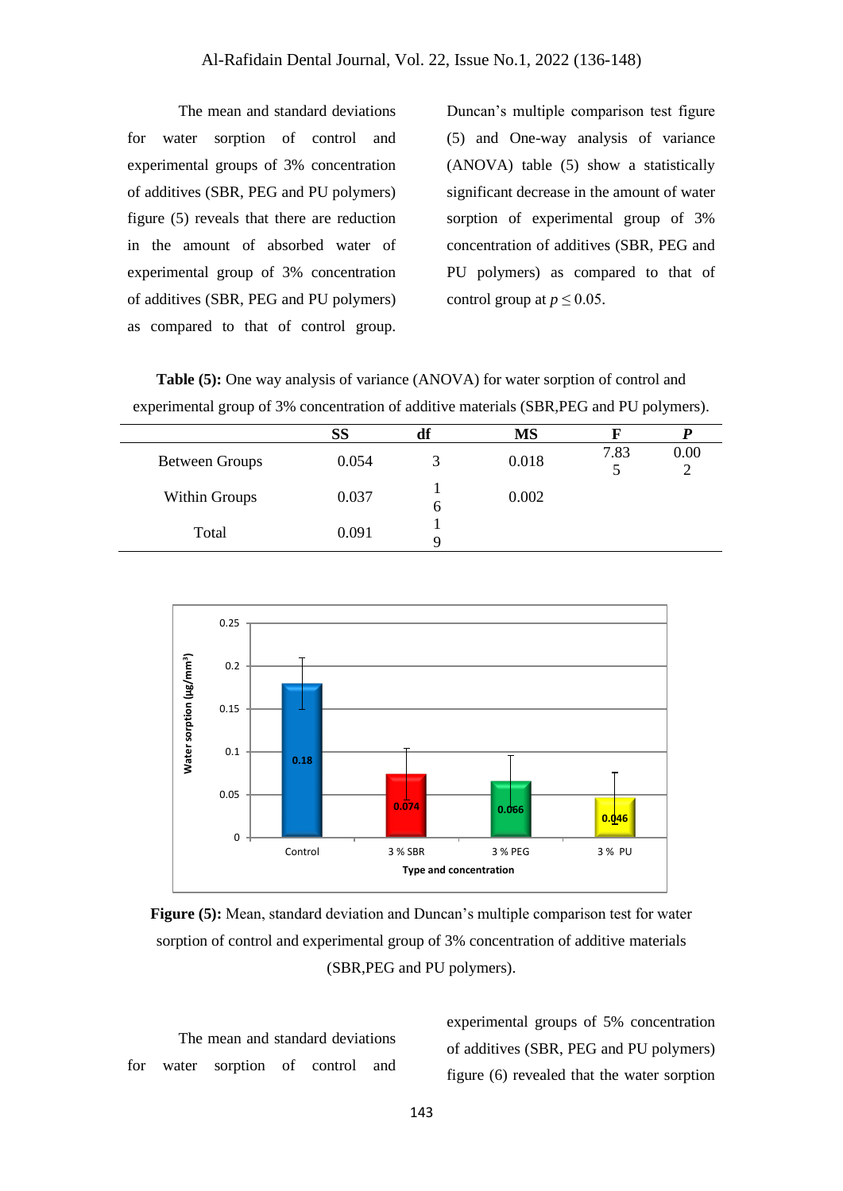The mean and standard deviations for water sorption of control and experimental groups of 3% concentration of additives (SBR, PEG and PU polymers) figure (5) reveals that there are reduction in the amount of absorbed water of experimental group of 3% concentration of additives (SBR, PEG and PU polymers) as compared to that of control group. Duncan's multiple comparison test figure (5) and One-way analysis of variance (ANOVA) table (5) show a statistically significant decrease in the amount of water sorption of experimental group of 3% concentration of additives (SBR, PEG and PU polymers) as compared to that of control group at $p \leq 0.05$.

**Table (5):** One way analysis of variance (ANOVA) for water sorption of control and experimental group of 3% concentration of additive materials (SBR,PEG and PU polymers).

| | SS | df | MS | F | P |
|---|---|---|---|---|---|
| Between Groups | 0.054 | 3 | 0.018 | 7.835 | 0.002 |
| Within Groups | 0.037 | 16 | 0.002 | | |
| Total | 0.091 | 19 | | | |

**Figure (5):** Mean, standard deviation and Duncan's multiple comparison test for water sorption of control and experimental group of 3% concentration of additive materials (SBR,PEG and PU polymers).

The mean and standard deviations for water sorption of control and experimental groups of 5% concentration of additives (SBR, PEG and PU polymers) figure (6) revealed that the water sorption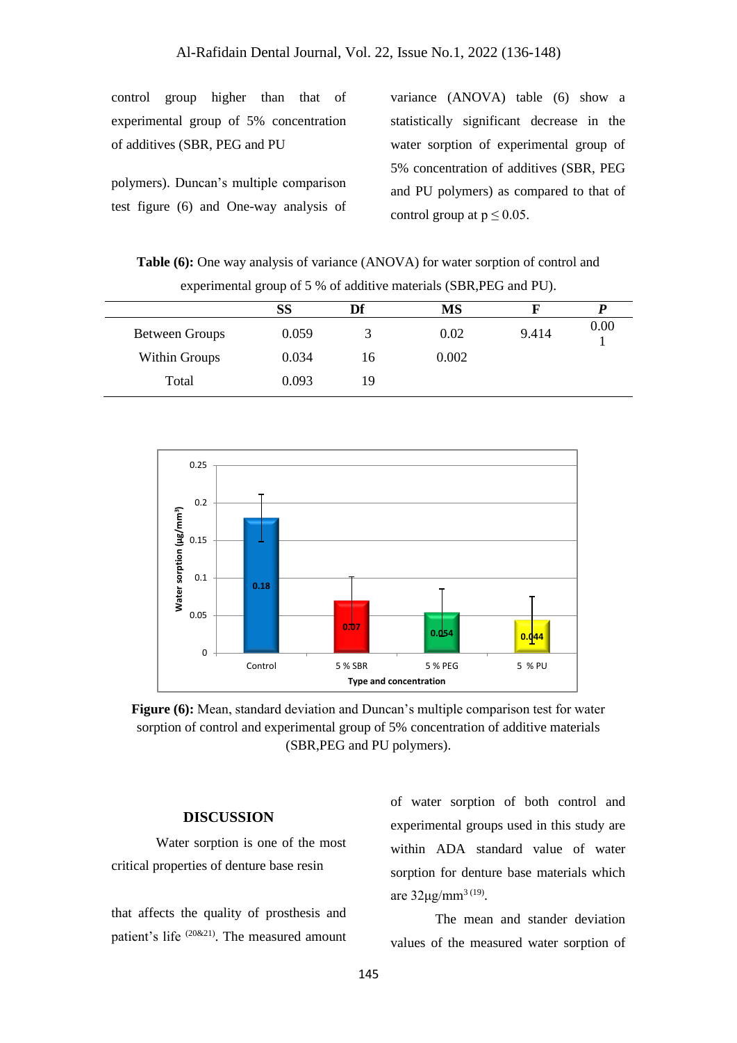control group higher than that of experimental group of 5% concentration of additives (SBR, PEG and PU polymers). Duncan's multiple comparison test figure (6) and One-way analysis of variance (ANOVA) table (6) show a statistically significant decrease in the water sorption of experimental group of 5% concentration of additives (SBR, PEG and PU polymers) as compared to that of control group at $p \leq 0.05$.

**Table (6):** One way analysis of variance (ANOVA) for water sorption of control and experimental group of 5 % of additive materials (SBR,PEG and PU).

| | SS | Df | MS | F | *P* |
|---|---|---|---|---|---|
| Between Groups | 0.059 | 3 | 0.02 | 9.414 | 0.001 |
| Within Groups | 0.034 | 16 | 0.002 | | |
| Total | 0.093 | 19 | | | |

**Figure (6):** Mean, standard deviation and Duncan's multiple comparison test for water sorption of control and experimental group of 5% concentration of additive materials (SBR,PEG and PU polymers).

## DISCUSSION

Water sorption is one of the most critical properties of denture base resin that affects the quality of prosthesis and patient's life [20&21]. The measured amount of water sorption of both control and experimental groups used in this study are within ADA standard value of water sorption for denture base materials which are 32µg/mm$^3$ [19].

The mean and stander deviation values of the measured water sorption of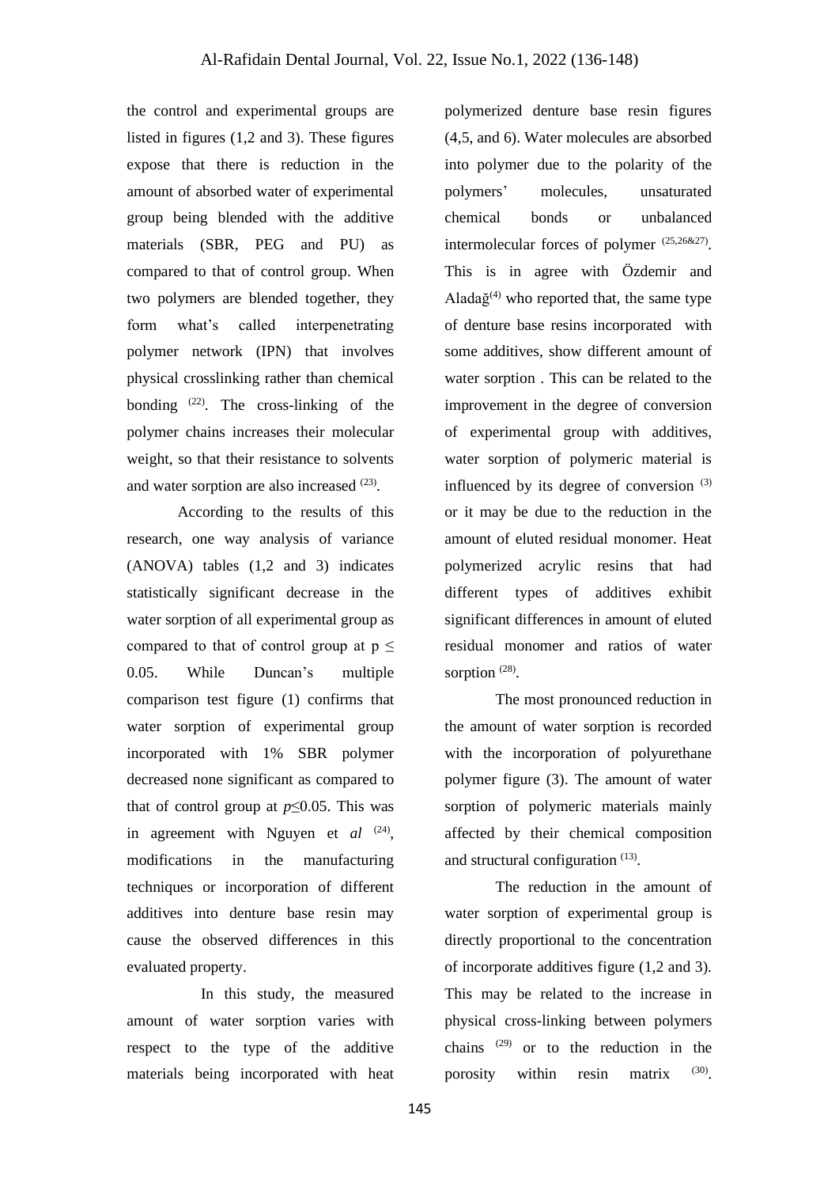the control and experimental groups are listed in figures (1,2 and 3). These figures expose that there is reduction in the amount of absorbed water of experimental group being blended with the additive materials (SBR, PEG and PU) as compared to that of control group. When two polymers are blended together, they form what's called interpenetrating polymer network (IPN) that involves physical crosslinking rather than chemical bonding [22]. The cross-linking of the polymer chains increases their molecular weight, so that their resistance to solvents and water sorption are also increased [23].

According to the results of this research, one way analysis of variance (ANOVA) tables (1,2 and 3) indicates statistically significant decrease in the water sorption of all experimental group as compared to that of control group at $p \leq 0.05$. While Duncan's multiple comparison test figure (1) confirms that water sorption of experimental group incorporated with 1% SBR polymer decreased none significant as compared to that of control group at $p \leq 0.05$. This was in agreement with Nguyen et *al* [24], modifications in the manufacturing techniques or incorporation of different additives into denture base resin may cause the observed differences in this evaluated property.

In this study, the measured amount of water sorption varies with respect to the type of the additive materials being incorporated with heat polymerized denture base resin figures (4,5, and 6). Water molecules are absorbed into polymer due to the polarity of the polymers' molecules, unsaturated chemical bonds or unbalanced intermolecular forces of polymer [25,26&27]. This is in agree with Özdemir and Aladağ[4] who reported that, the same type of denture base resins incorporated with some additives, show different amount of water sorption . This can be related to the improvement in the degree of conversion of experimental group with additives, water sorption of polymeric material is influenced by its degree of conversion [3] or it may be due to the reduction in the amount of eluted residual monomer. Heat polymerized acrylic resins that had different types of additives exhibit significant differences in amount of eluted residual monomer and ratios of water sorption [28].

The most pronounced reduction in the amount of water sorption is recorded with the incorporation of polyurethane polymer figure (3). The amount of water sorption of polymeric materials mainly affected by their chemical composition and structural configuration [13].

The reduction in the amount of water sorption of experimental group is directly proportional to the concentration of incorporate additives figure (1,2 and 3). This may be related to the increase in physical cross-linking between polymers chains [29] or to the reduction in the porosity within resin matrix [30].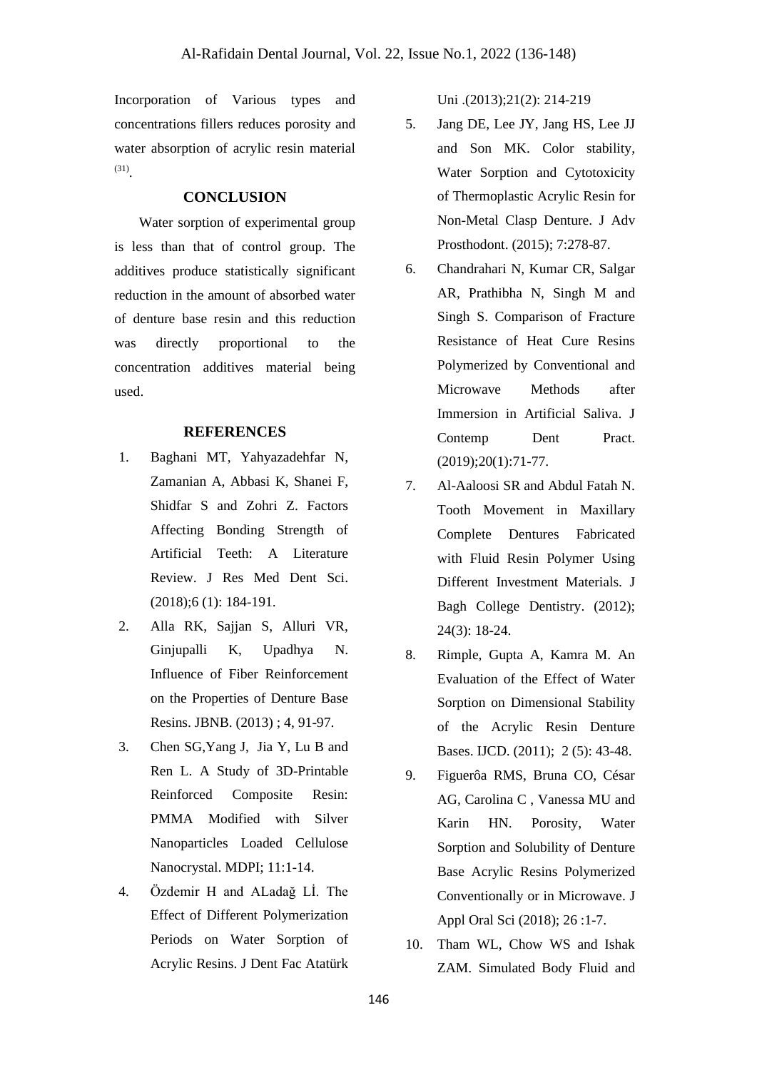Incorporation of Various types and concentrations fillers reduces porosity and water absorption of acrylic resin material [31].

## CONCLUSION

Water sorption of experimental group is less than that of control group. The additives produce statistically significant reduction in the amount of absorbed water of denture base resin and this reduction was directly proportional to the concentration additives material being used.

## REFERENCES

1. Baghani MT, Yahyazadehfar N, Zamanian A, Abbasi K, Shanei F, Shidfar S and Zohri Z. Factors Affecting Bonding Strength of Artificial Teeth: A Literature Review. J Res Med Dent Sci. (2018);6 (1): 184-191.
2. Alla RK, Sajjan S, Alluri VR, Ginjupalli K, Upadhya N. Influence of Fiber Reinforcement on the Properties of Denture Base Resins. JBNB. (2013) ; 4, 91-97.
3. Chen SG,Yang J, Jia Y, Lu B and Ren L. A Study of 3D-Printable Reinforced Composite Resin: PMMA Modified with Silver Nanoparticles Loaded Cellulose Nanocrystal. MDPI; 11:1-14.
4. Özdemir H and ALadağ Lİ. The Effect of Different Polymerization Periods on Water Sorption of Acrylic Resins. J Dent Fac Atatürk Uni .(2013);21(2): 214-219
5. Jang DE, Lee JY, Jang HS, Lee JJ and Son MK. Color stability, Water Sorption and Cytotoxicity of Thermoplastic Acrylic Resin for Non-Metal Clasp Denture. J Adv Prosthodont. (2015); 7:278-87.
6. Chandrahari N, Kumar CR, Salgar AR, Prathibha N, Singh M and Singh S. Comparison of Fracture Resistance of Heat Cure Resins Polymerized by Conventional and Microwave Methods after Immersion in Artificial Saliva. J Contemp Dent Pract. (2019);20(1):71-77.
7. Al-Aaloosi SR and Abdul Fatah N. Tooth Movement in Maxillary Complete Dentures Fabricated with Fluid Resin Polymer Using Different Investment Materials. J Bagh College Dentistry. (2012); 24(3): 18-24.
8. Rimple, Gupta A, Kamra M. An Evaluation of the Effect of Water Sorption on Dimensional Stability of the Acrylic Resin Denture Bases. IJCD. (2011); 2 (5): 43-48.
9. Figuerôa RMS, Bruna CO, César AG, Carolina C , Vanessa MU and Karin HN. Porosity, Water Sorption and Solubility of Denture Base Acrylic Resins Polymerized Conventionally or in Microwave. J Appl Oral Sci (2018); 26 :1-7.
10. Tham WL, Chow WS and Ishak ZAM. Simulated Body Fluid and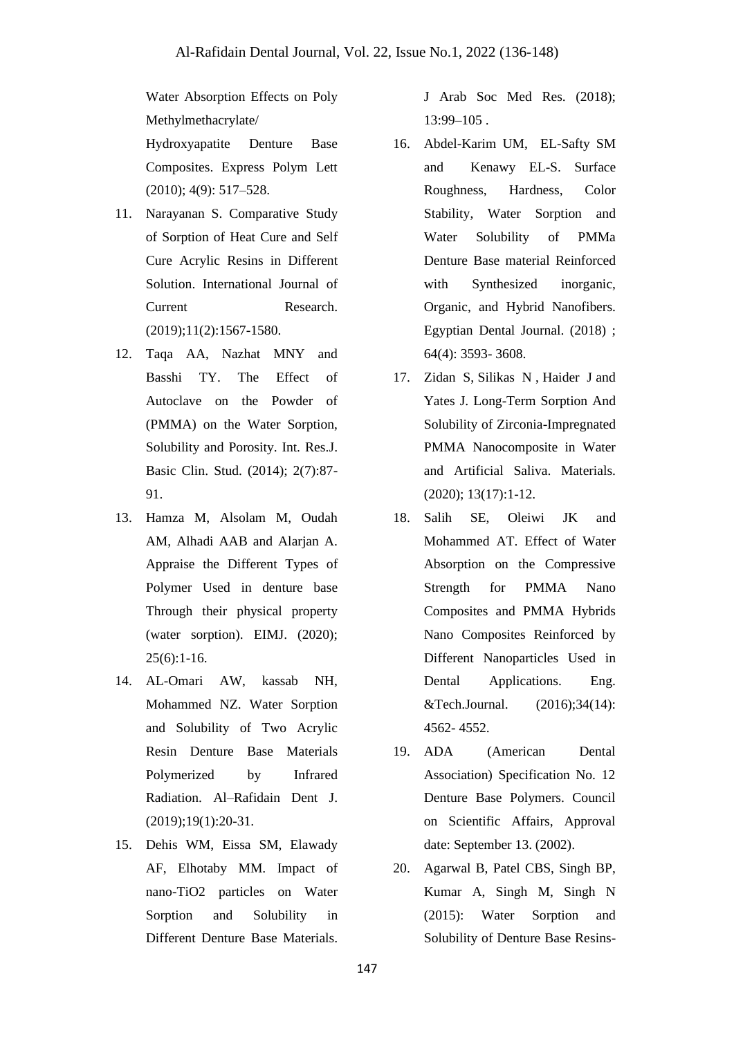Water Absorption Effects on Poly Methylmethacrylate/ Hydroxyapatite Denture Base Composites. Express Polym Lett (2010); 4(9): 517–528.

11. Narayanan S. Comparative Study of Sorption of Heat Cure and Self Cure Acrylic Resins in Different Solution. International Journal of Current Research. (2019);11(2):1567-1580.
12. Taqa AA, Nazhat MNY and Basshi TY. The Effect of Autoclave on the Powder of (PMMA) on the Water Sorption, Solubility and Porosity. Int. Res.J. Basic Clin. Stud. (2014); 2(7):87-91.
13. Hamza M, Alsolam M, Oudah AM, Alhadi AAB and Alarjan A. Appraise the Different Types of Polymer Used in denture base Through their physical property (water sorption). EIMJ. (2020); 25(6):1-16.
14. AL-Omari AW, kassab NH, Mohammed NZ. Water Sorption and Solubility of Two Acrylic Resin Denture Base Materials Polymerized by Infrared Radiation. Al–Rafidain Dent J. (2019);19(1):20-31.
15. Dehis WM, Eissa SM, Elawady AF, Elhotaby MM. Impact of nano-TiO2 particles on Water Sorption and Solubility in Different Denture Base Materials. J Arab Soc Med Res. (2018); 13:99–105 .
16. Abdel-Karim UM, EL-Safty SM and Kenawy EL-S. Surface Roughness, Hardness, Color Stability, Water Sorption and Water Solubility of PMMa Denture Base material Reinforced with Synthesized inorganic, Organic, and Hybrid Nanofibers. Egyptian Dental Journal. (2018) ; 64(4): 3593- 3608.
17. Zidan S, Silikas N , Haider J and Yates J. Long-Term Sorption And Solubility of Zirconia-Impregnated PMMA Nanocomposite in Water and Artificial Saliva. Materials. (2020); 13(17):1-12.
18. Salih SE, Oleiwi JK and Mohammed AT. Effect of Water Absorption on the Compressive Strength for PMMA Nano Composites and PMMA Hybrids Nano Composites Reinforced by Different Nanoparticles Used in Dental Applications. Eng. &Tech.Journal. (2016);34(14): 4562- 4552.
19. ADA (American Dental Association) Specification No. 12 Denture Base Polymers. Council on Scientific Affairs, Approval date: September 13. (2002).
20. Agarwal B, Patel CBS, Singh BP, Kumar A, Singh M, Singh N (2015): Water Sorption and Solubility of Denture Base Resins-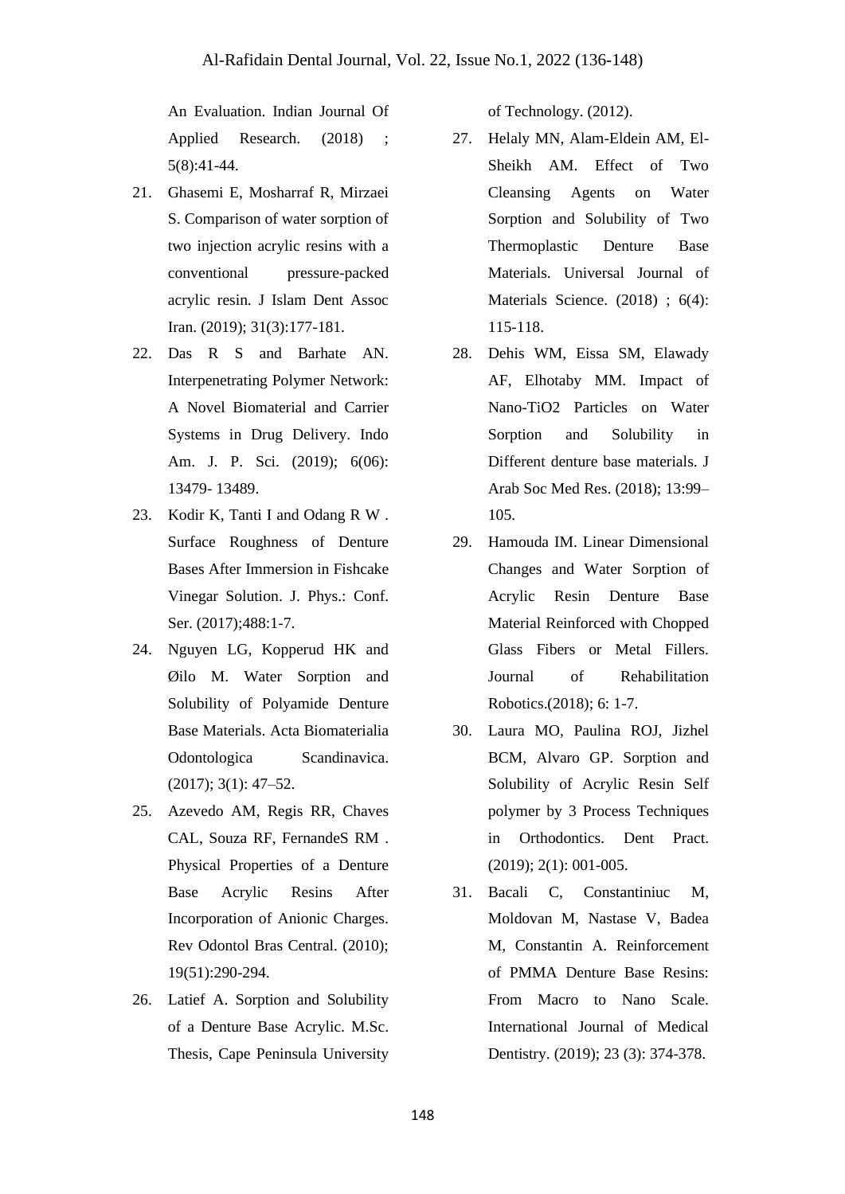An Evaluation. Indian Journal Of Applied Research. (2018) ; 5(8):41-44.

21. Ghasemi E, Mosharraf R, Mirzaei S. Comparison of water sorption of two injection acrylic resins with a conventional pressure-packed acrylic resin. J Islam Dent Assoc Iran. (2019); 31(3):177-181.

22. Das R S and Barhate AN. Interpenetrating Polymer Network: A Novel Biomaterial and Carrier Systems in Drug Delivery. Indo Am. J. P. Sci. (2019); 6(06): 13479- 13489.

23. Kodir K, Tanti I and Odang R W . Surface Roughness of Denture Bases After Immersion in Fishcake Vinegar Solution. J. Phys.: Conf. Ser. (2017);488:1-7.

24. Nguyen LG, Kopperud HK and Øilo M. Water Sorption and Solubility of Polyamide Denture Base Materials. Acta Biomaterialia Odontologica Scandinavica. (2017); 3(1): 47–52.

25. Azevedo AM, Regis RR, Chaves CAL, Souza RF, FernandeS RM . Physical Properties of a Denture Base Acrylic Resins After Incorporation of Anionic Charges. Rev Odontol Bras Central. (2010); 19(51):290-294.

26. Latief A. Sorption and Solubility of a Denture Base Acrylic. M.Sc. Thesis, Cape Peninsula University of Technology. (2012).

27. Helaly MN, Alam-Eldein AM, El-Sheikh AM. Effect of Two Cleansing Agents on Water Sorption and Solubility of Two Thermoplastic Denture Base Materials. Universal Journal of Materials Science. (2018) ; 6(4): 115-118.

28. Dehis WM, Eissa SM, Elawady AF, Elhotaby MM. Impact of Nano-TiO2 Particles on Water Sorption and Solubility in Different denture base materials. J Arab Soc Med Res. (2018); 13:99–105.

29. Hamouda IM. Linear Dimensional Changes and Water Sorption of Acrylic Resin Denture Base Material Reinforced with Chopped Glass Fibers or Metal Fillers. Journal of Rehabilitation Robotics.(2018); 6: 1-7.

30. Laura MO, Paulina ROJ, Jizhel BCM, Alvaro GP. Sorption and Solubility of Acrylic Resin Self polymer by 3 Process Techniques in Orthodontics. Dent Pract. (2019); 2(1): 001-005.

31. Bacali C, Constantiniuc M, Moldovan M, Nastase V, Badea M, Constantin A. Reinforcement of PMMA Denture Base Resins: From Macro to Nano Scale. International Journal of Medical Dentistry. (2019); 23 (3): 374-378.